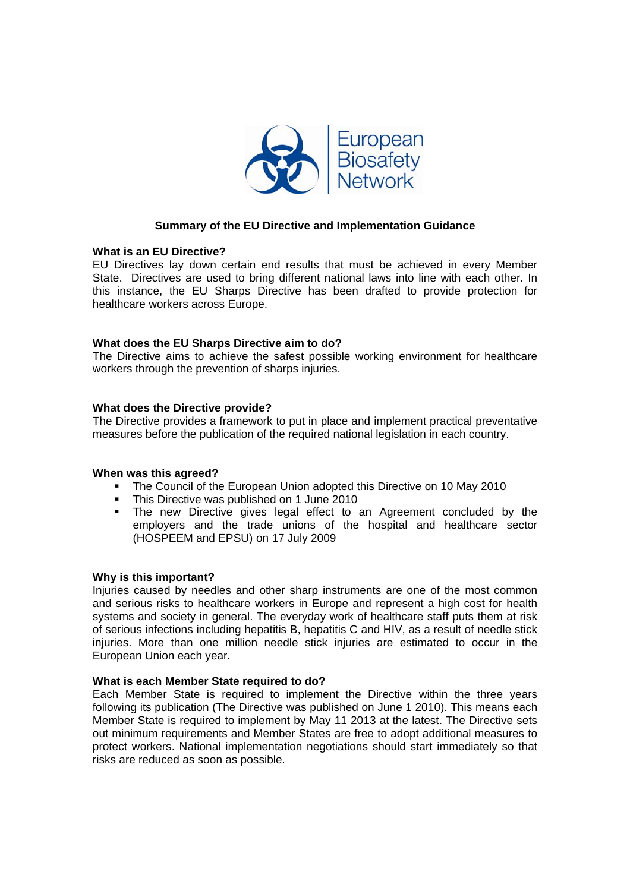European Biosafety Network

## Summary of the EU Directive and Implementation Guidance

### What is an EU Directive?

EU Directives lay down certain end results that must be achieved in every Member State. Directives are used to bring different national laws into line with each other. In this instance, the EU Sharps Directive has been drafted to provide protection for healthcare workers across Europe.

### What does the EU Sharps Directive aim to do?

The Directive aims to achieve the safest possible working environment for healthcare workers through the prevention of sharps injuries.

### What does the Directive provide?

The Directive provides a framework to put in place and implement practical preventative measures before the publication of the required national legislation in each country.

### When was this agreed?

- The Council of the European Union adopted this Directive on 10 May 2010
- This Directive was published on 1 June 2010
- The new Directive gives legal effect to an Agreement concluded by the employers and the trade unions of the hospital and healthcare sector (HOSPEEM and EPSU) on 17 July 2009

### Why is this important?

Injuries caused by needles and other sharp instruments are one of the most common and serious risks to healthcare workers in Europe and represent a high cost for health systems and society in general. The everyday work of healthcare staff puts them at risk of serious infections including hepatitis B, hepatitis C and HIV, as a result of needle stick injuries. More than one million needle stick injuries are estimated to occur in the European Union each year.

### What is each Member State required to do?

Each Member State is required to implement the Directive within the three years following its publication (The Directive was published on June 1 2010). This means each Member State is required to implement by May 11 2013 at the latest. The Directive sets out minimum requirements and Member States are free to adopt additional measures to protect workers. National implementation negotiations should start immediately so that risks are reduced as soon as possible.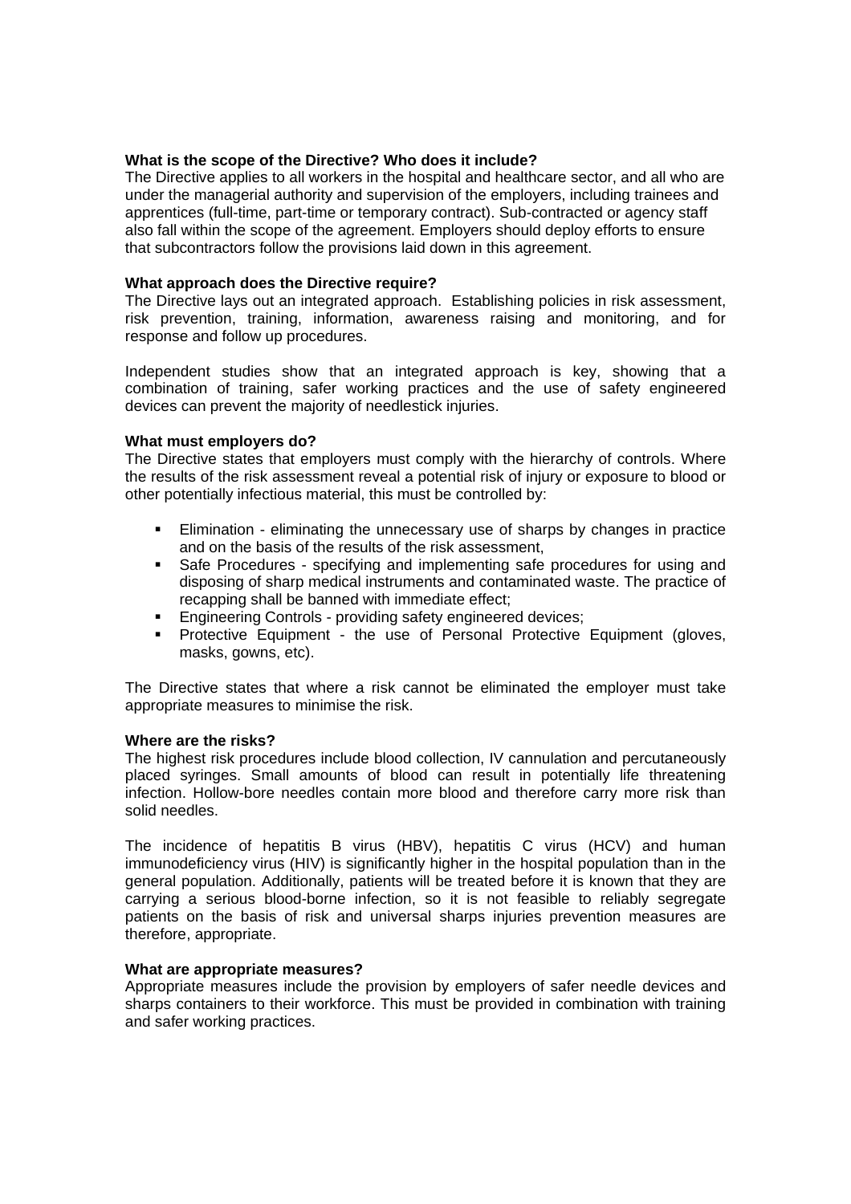**What is the scope of the Directive? Who does it include?**

The Directive applies to all workers in the hospital and healthcare sector, and all who are under the managerial authority and supervision of the employers, including trainees and apprentices (full-time, part-time or temporary contract). Sub-contracted or agency staff also fall within the scope of the agreement. Employers should deploy efforts to ensure that subcontractors follow the provisions laid down in this agreement.

**What approach does the Directive require?**

The Directive lays out an integrated approach. Establishing policies in risk assessment, risk prevention, training, information, awareness raising and monitoring, and for response and follow up procedures.

Independent studies show that an integrated approach is key, showing that a combination of training, safer working practices and the use of safety engineered devices can prevent the majority of needlestick injuries.

**What must employers do?**

The Directive states that employers must comply with the hierarchy of controls. Where the results of the risk assessment reveal a potential risk of injury or exposure to blood or other potentially infectious material, this must be controlled by:

- Elimination - eliminating the unnecessary use of sharps by changes in practice and on the basis of the results of the risk assessment,
- Safe Procedures - specifying and implementing safe procedures for using and disposing of sharp medical instruments and contaminated waste. The practice of recapping shall be banned with immediate effect;
- Engineering Controls - providing safety engineered devices;
- Protective Equipment - the use of Personal Protective Equipment (gloves, masks, gowns, etc).

The Directive states that where a risk cannot be eliminated the employer must take appropriate measures to minimise the risk.

**Where are the risks?**

The highest risk procedures include blood collection, IV cannulation and percutaneously placed syringes. Small amounts of blood can result in potentially life threatening infection. Hollow-bore needles contain more blood and therefore carry more risk than solid needles.

The incidence of hepatitis B virus (HBV), hepatitis C virus (HCV) and human immunodeficiency virus (HIV) is significantly higher in the hospital population than in the general population. Additionally, patients will be treated before it is known that they are carrying a serious blood-borne infection, so it is not feasible to reliably segregate patients on the basis of risk and universal sharps injuries prevention measures are therefore, appropriate.

**What are appropriate measures?**

Appropriate measures include the provision by employers of safer needle devices and sharps containers to their workforce. This must be provided in combination with training and safer working practices.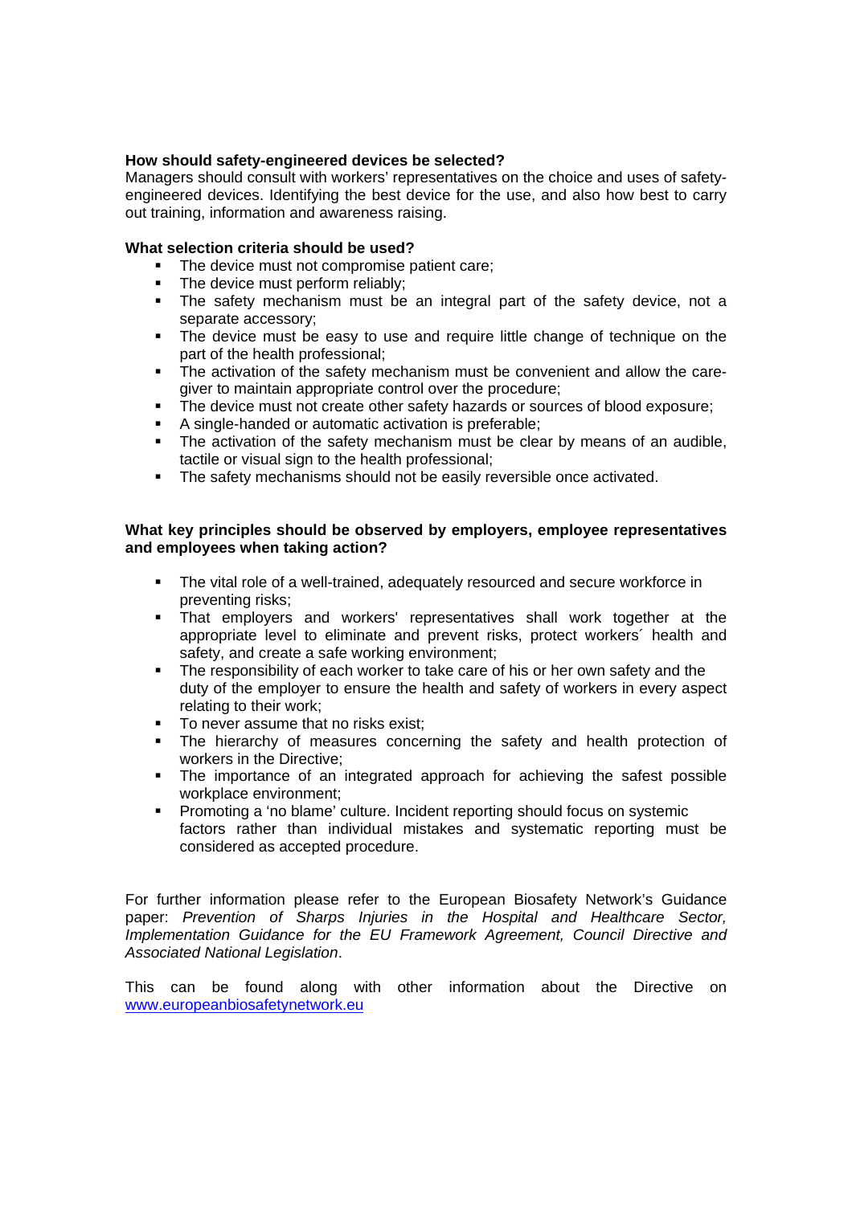**How should safety-engineered devices be selected?**

Managers should consult with workers' representatives on the choice and uses of safety-engineered devices. Identifying the best device for the use, and also how best to carry out training, information and awareness raising.

**What selection criteria should be used?**

- The device must not compromise patient care;
- The device must perform reliably;
- The safety mechanism must be an integral part of the safety device, not a separate accessory;
- The device must be easy to use and require little change of technique on the part of the health professional;
- The activation of the safety mechanism must be convenient and allow the care-giver to maintain appropriate control over the procedure;
- The device must not create other safety hazards or sources of blood exposure;
- A single-handed or automatic activation is preferable;
- The activation of the safety mechanism must be clear by means of an audible, tactile or visual sign to the health professional;
- The safety mechanisms should not be easily reversible once activated.

**What key principles should be observed by employers, employee representatives and employees when taking action?**

- The vital role of a well-trained, adequately resourced and secure workforce in preventing risks;
- That employers and workers' representatives shall work together at the appropriate level to eliminate and prevent risks, protect workers´ health and safety, and create a safe working environment;
- The responsibility of each worker to take care of his or her own safety and the duty of the employer to ensure the health and safety of workers in every aspect relating to their work;
- To never assume that no risks exist;
- The hierarchy of measures concerning the safety and health protection of workers in the Directive;
- The importance of an integrated approach for achieving the safest possible workplace environment;
- Promoting a 'no blame' culture. Incident reporting should focus on systemic factors rather than individual mistakes and systematic reporting must be considered as accepted procedure.

For further information please refer to the European Biosafety Network's Guidance paper: *Prevention of Sharps Injuries in the Hospital and Healthcare Sector, Implementation Guidance for the EU Framework Agreement, Council Directive and Associated National Legislation*.

This can be found along with other information about the Directive on [www.europeanbiosafetynetwork.eu](http://www.europeanbiosafetynetwork.eu)